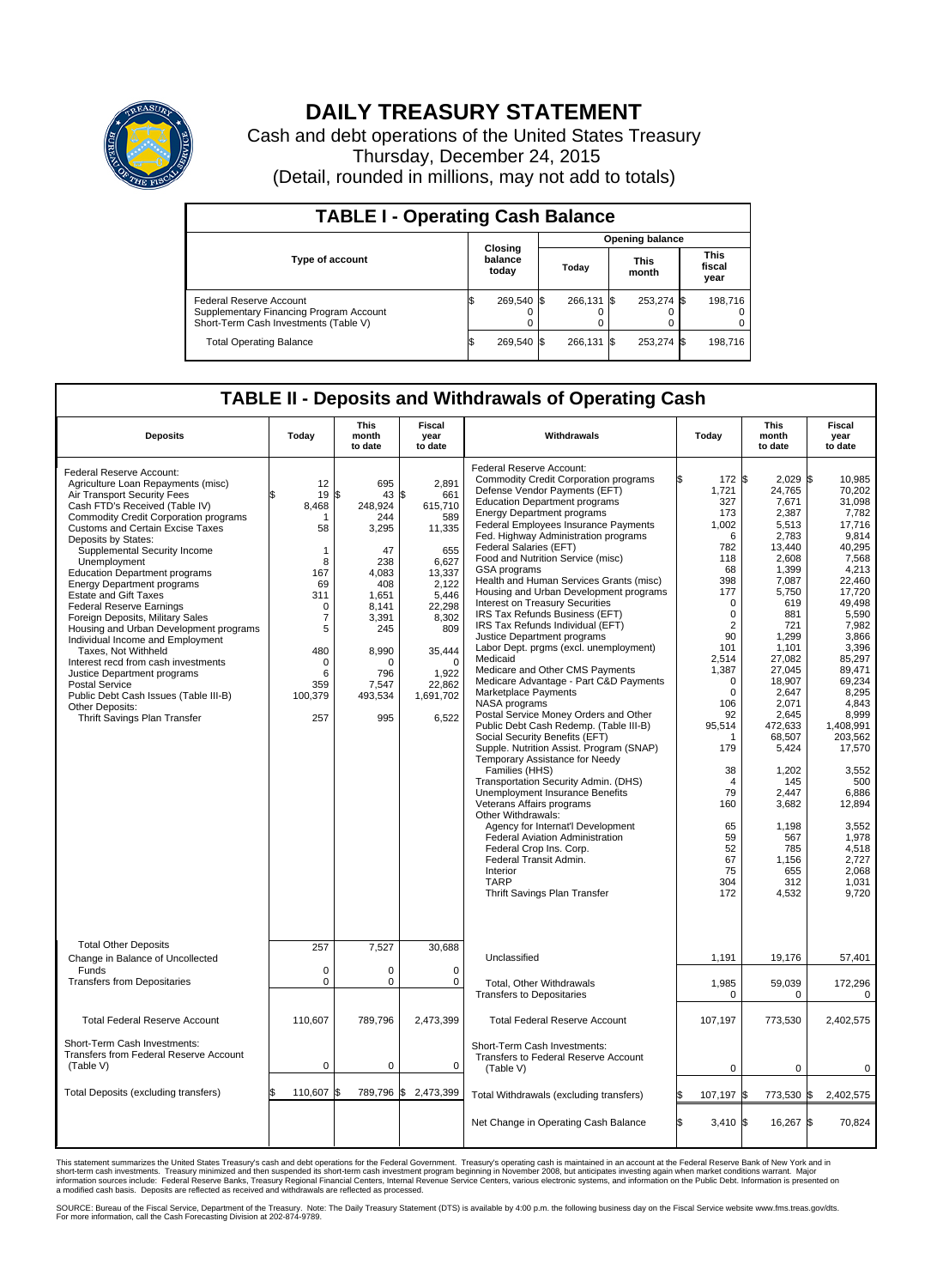# DAILY TREASURY STATEMENT

Cash and debt operations of the United States Treasury

Thursday, December 24, 2015

(Detail, rounded in millions, may not add to totals)

## TABLE I - Operating Cash Balance

| Type of account | Closing balance today | Opening balance Today | Opening balance This month | Opening balance This fiscal year |
|---|---|---|---|---|
| Federal Reserve Account | $ 269,540 | $ 266,131 | $ 253,274 | $ 198,716 |
| Supplementary Financing Program Account | 0 | 0 | 0 | 0 |
| Short-Term Cash Investments (Table V) | 0 | 0 | 0 | 0 |
| Total Operating Balance | $ 269,540 | $ 266,131 | $ 253,274 | $ 198,716 |

## TABLE II - Deposits and Withdrawals of Operating Cash

| Deposits | Today | This month to date | Fiscal year to date |
|---|---|---|---|
| Federal Reserve Account: | | | |
| Agriculture Loan Repayments (misc) | 12 | 695 | 2,891 |
| Air Transport Security Fees | $ 19 | $ 43 | $ 661 |
| Cash FTD's Received (Table IV) | 8,468 | 248,924 | 615,710 |
| Commodity Credit Corporation programs | 1 | 244 | 589 |
| Customs and Certain Excise Taxes | 58 | 3,295 | 11,335 |
| Deposits by States: | | | |
| Supplemental Security Income | 1 | 47 | 655 |
| Unemployment | 8 | 238 | 6,627 |
| Education Department programs | 167 | 4,083 | 13,337 |
| Energy Department programs | 69 | 408 | 2,122 |
| Estate and Gift Taxes | 311 | 1,651 | 5,446 |
| Federal Reserve Earnings | 0 | 8,141 | 22,298 |
| Foreign Deposits, Military Sales | 7 | 3,391 | 8,302 |
| Housing and Urban Development programs | 5 | 245 | 809 |
| Individual Income and Employment Taxes, Not Withheld | 480 | 8,990 | 35,444 |
| Interest recd from cash investments | 0 | 0 | 0 |
| Justice Department programs | 6 | 796 | 1,922 |
| Postal Service | 359 | 7,547 | 22,862 |
| Public Debt Cash Issues (Table III-B) | 100,379 | 493,534 | 1,691,702 |
| Other Deposits: | | | |
| Thrift Savings Plan Transfer | 257 | 995 | 6,522 |
| Total Other Deposits | 257 | 7,527 | 30,688 |
| Change in Balance of Uncollected Funds | 0 | 0 | 0 |
| Transfers from Depositaries | 0 | 0 | 0 |
| Total Federal Reserve Account | 110,607 | 789,796 | 2,473,399 |
| Short-Term Cash Investments: Transfers from Federal Reserve Account (Table V) | 0 | 0 | 0 |
| Total Deposits (excluding transfers) | $ 110,607 | $ 789,796 | $ 2,473,399 |

| Withdrawals | Today | This month to date | Fiscal year to date |
|---|---|---|---|
| Federal Reserve Account: | | | |
| Commodity Credit Corporation programs | $ 172 | $ 2,029 | $ 10,985 |
| Defense Vendor Payments (EFT) | 1,721 | 24,765 | 70,202 |
| Education Department programs | 327 | 7,671 | 31,098 |
| Energy Department programs | 173 | 2,387 | 7,782 |
| Federal Employees Insurance Payments | 1,002 | 5,513 | 17,716 |
| Fed. Highway Administration programs | 6 | 2,783 | 9,814 |
| Federal Salaries (EFT) | 782 | 13,440 | 40,295 |
| Food and Nutrition Service (misc) | 118 | 2,608 | 7,568 |
| GSA programs | 68 | 1,399 | 4,213 |
| Health and Human Services Grants (misc) | 398 | 7,087 | 22,460 |
| Housing and Urban Development programs | 177 | 5,750 | 17,720 |
| Interest on Treasury Securities | 0 | 619 | 49,498 |
| IRS Tax Refunds Business (EFT) | 0 | 881 | 5,590 |
| IRS Tax Refunds Individual (EFT) | 2 | 721 | 7,982 |
| Justice Department programs | 90 | 1,299 | 3,866 |
| Labor Dept. prgms (excl. unemployment) | 101 | 1,101 | 3,396 |
| Medicaid | 2,514 | 27,082 | 85,297 |
| Medicare and Other CMS Payments | 1,387 | 27,045 | 89,471 |
| Medicare Advantage - Part C&D Payments | 0 | 18,907 | 69,234 |
| Marketplace Payments | 0 | 2,647 | 8,295 |
| NASA programs | 106 | 2,071 | 4,843 |
| Postal Service Money Orders and Other | 92 | 2,645 | 8,999 |
| Public Debt Cash Redemp. (Table III-B) | 95,514 | 472,633 | 1,408,991 |
| Social Security Benefits (EFT) | 1 | 68,507 | 203,562 |
| Supple. Nutrition Assist. Program (SNAP) | 179 | 5,424 | 17,570 |
| Temporary Assistance for Needy Families (HHS) | 38 | 1,202 | 3,552 |
| Transportation Security Admin. (DHS) | 4 | 145 | 500 |
| Unemployment Insurance Benefits | 79 | 2,447 | 6,886 |
| Veterans Affairs programs | 160 | 3,682 | 12,894 |
| Other Withdrawals: | | | |
| Agency for Internat'l Development | 65 | 1,198 | 3,552 |
| Federal Aviation Administration | 59 | 567 | 1,978 |
| Federal Crop Ins. Corp. | 52 | 785 | 4,518 |
| Federal Transit Admin. | 67 | 1,156 | 2,727 |
| Interior | 75 | 655 | 2,068 |
| TARP | 304 | 312 | 1,031 |
| Thrift Savings Plan Transfer | 172 | 4,532 | 9,720 |
| Unclassified | 1,191 | 19,176 | 57,401 |
| Total, Other Withdrawals | 1,985 | 59,039 | 172,296 |
| Transfers to Depositaries | 0 | 0 | 0 |
| Total Federal Reserve Account | 107,197 | 773,530 | 2,402,575 |
| Short-Term Cash Investments: Transfers to Federal Reserve Account (Table V) | 0 | 0 | 0 |
| Total Withdrawals (excluding transfers) | $ 107,197 | $ 773,530 | $ 2,402,575 |
| Net Change in Operating Cash Balance | $ 3,410 | $ 16,267 | $ 70,824 |

This statement summarizes the United States Treasury's cash and debt operations for the Federal Government. Treasury's operating cash is maintained in an account at the Federal Reserve Bank of New York and in short-term cash investments. Treasury minimized and then suspended its short-term cash investment program beginning in November 2008, but anticipates investing again when market conditions warrant. Major information sources include: Federal Reserve Banks, Treasury Regional Financial Centers, Internal Revenue Service Centers, various electronic systems, and information on the Public Debt. Information is presented on a modified cash basis. Deposits are reflected as received and withdrawals are reflected as processed.

SOURCE: Bureau of the Fiscal Service, Department of the Treasury. Note: The Daily Treasury Statement (DTS) is available by 4:00 p.m. the following business day on the Fiscal Service website www.fms.treas.gov/dts. For more information, call the Cash Forecasting Division at 202-874-9789.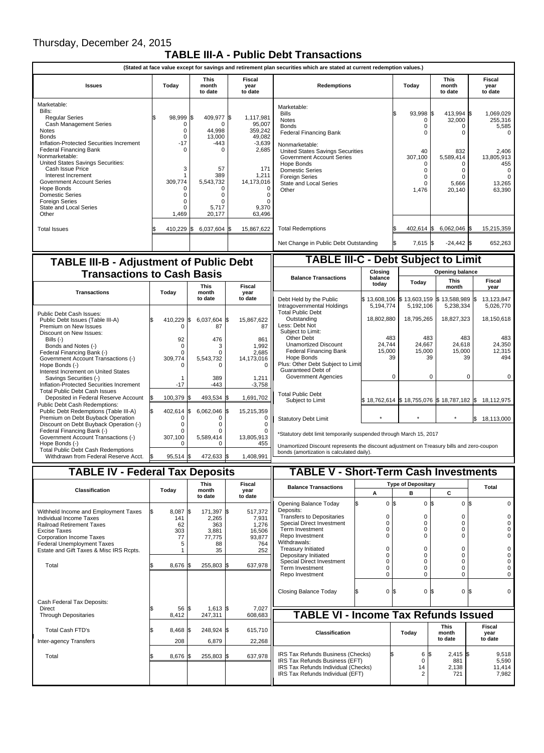Thursday, December 24, 2015

# TABLE III-A - Public Debt Transactions

(Stated at face value except for savings and retirement plan securities which are stated at current redemption values.)

| Issues | Today | This month to date | Fiscal year to date |
|---|---|---|---|
| Marketable: | | | |
| Bills: | | | |
| Regular Series | $ 98,999 | $ 409,977 | $ 1,117,981 |
| Cash Management Series | 0 | 0 | 95,007 |
| Notes | 0 | 44,998 | 359,242 |
| Bonds | 0 | 13,000 | 49,082 |
| Inflation-Protected Securities Increment | -17 | -443 | -3,639 |
| Federal Financing Bank | 0 | 0 | 2,685 |
| Nonmarketable: | | | |
| United States Savings Securities: | | | |
| Cash Issue Price | 3 | 57 | 171 |
| Interest Increment | 1 | 389 | 1,211 |
| Government Account Series | 309,774 | 5,543,732 | 14,173,016 |
| Hope Bonds | 0 | 0 | 0 |
| Domestic Series | 0 | 0 | 0 |
| Foreign Series | 0 | 0 | 0 |
| State and Local Series | 0 | 5,717 | 9,370 |
| Other | 1,469 | 20,177 | 63,496 |
| Total Issues | $ 410,229 | $ 6,037,604 | $ 15,867,622 |

| Redemptions | Today | This month to date | Fiscal year to date |
|---|---|---|---|
| Marketable: | | | |
| Bills | $ 93,998 | $ 413,994 | $ 1,069,029 |
| Notes | 0 | 32,000 | 255,316 |
| Bonds | 0 | 0 | 5,585 |
| Federal Financing Bank | 0 | 0 | 0 |
| Nonmarketable: | | | |
| United States Savings Securities | 40 | 832 | 2,406 |
| Government Account Series | 307,100 | 5,589,414 | 13,805,913 |
| Hope Bonds | 0 | 0 | 455 |
| Domestic Series | 0 | 0 | 0 |
| Foreign Series | 0 | 0 | 0 |
| State and Local Series | 0 | 5,666 | 13,265 |
| Other | 1,476 | 20,140 | 63,390 |
| Total Redemptions | $ 402,614 | $ 6,062,046 | $ 15,215,359 |
| Net Change in Public Debt Outstanding | $ 7,615 | $ -24,442 | $ 652,263 |

# TABLE III-B - Adjustment of Public Debt Transactions to Cash Basis

| Transactions | Today | This month to date | Fiscal year to date |
|---|---|---|---|
| Public Debt Cash Issues: | | | |
| Public Debt Issues (Table III-A) | $ 410,229 | $ 6,037,604 | $ 15,867,622 |
| Premium on New Issues | 0 | 87 | 87 |
| Discount on New Issues: | | | |
| Bills (-) | 92 | 476 | 861 |
| Bonds and Notes (-) | 0 | 3 | 1,992 |
| Federal Financing Bank (-) | 0 | 0 | 2,685 |
| Government Account Transactions (-) | 309,774 | 5,543,732 | 14,173,016 |
| Hope Bonds (-) | 0 | 0 | 0 |
| Interest Increment on United States Savings Securities (-) | 1 | 389 | 1,211 |
| Inflation-Protected Securities Increment | -17 | -443 | -3,758 |
| Total Public Debt Cash Issues Deposited in Federal Reserve Account | $ 100,379 | $ 493,534 | $ 1,691,702 |
| Public Debt Cash Redemptions: | | | |
| Public Debt Redemptions (Table III-A) | $ 402,614 | $ 6,062,046 | $ 15,215,359 |
| Premium on Debt Buyback Operation | 0 | 0 | 0 |
| Discount on Debt Buyback Operation (-) | 0 | 0 | 0 |
| Federal Financing Bank (-) | 0 | 0 | 0 |
| Government Account Transactions (-) | 307,100 | 5,589,414 | 13,805,913 |
| Hope Bonds (-) | 0 | 0 | 455 |
| Total Public Debt Cash Redemptions Withdrawn from Federal Reserve Acct. | $ 95,514 | $ 472,633 | $ 1,408,991 |

# TABLE III-C - Debt Subject to Limit

| Balance Transactions | Closing balance today | Opening balance Today | Opening balance This month | Opening balance Fiscal year |
|---|---|---|---|---|
| Debt Held by the Public | $ 13,608,106 | $ 13,603,159 | $ 13,588,989 | $ 13,123,847 |
| Intragovernmental Holdings | 5,194,774 | 5,192,106 | 5,238,334 | 5,026,770 |
| Total Public Debt Outstanding | 18,802,880 | 18,795,265 | 18,827,323 | 18,150,618 |
| Less: Debt Not Subject to Limit: | | | | |
| Other Debt | 483 | 483 | 483 | 483 |
| Unamortized Discount | 24,744 | 24,667 | 24,618 | 24,350 |
| Federal Financing Bank | 15,000 | 15,000 | 15,000 | 12,315 |
| Hope Bonds | 39 | 39 | 39 | 494 |
| Plus: Other Debt Subject to Limit | | | | |
| Guaranteed Debt of Government Agencies | 0 | 0 | 0 | 0 |
| Total Public Debt Subject to Limit | $ 18,762,614 | $ 18,755,076 | $ 18,787,182 | $ 18,112,975 |
| Statutory Debt Limit | * | * | * | $ 18,113,000 |

*Statutory debt limit temporarily suspended through March 15, 2017

Unamortized Discount represents the discount adjustment on Treasury bills and zero-coupon bonds (amortization is calculated daily).

# TABLE IV - Federal Tax Deposits

| Classification | Today | This month to date | Fiscal year to date |
|---|---|---|---|
| Withheld Income and Employment Taxes | $ 8,087 | $ 171,397 | $ 517,372 |
| Individual Income Taxes | 141 | 2,265 | 7,931 |
| Railroad Retirement Taxes | 62 | 363 | 1,276 |
| Excise Taxes | 303 | 3,881 | 16,506 |
| Corporation Income Taxes | 77 | 77,775 | 93,877 |
| Federal Unemployment Taxes | 5 | 88 | 764 |
| Estate and Gift Taxes & Misc IRS Rcpts. | 1 | 35 | 252 |
| Total | $ 8,676 | $ 255,803 | $ 637,978 |
| Cash Federal Tax Deposits: | | | |
| Direct | $ 56 | $ 1,613 | $ 7,027 |
| Through Depositaries | 8,412 | 247,311 | 608,683 |
| Total Cash FTD's | $ 8,468 | $ 248,924 | $ 615,710 |
| Inter-agency Transfers | 208 | 6,879 | 22,268 |
| Total | $ 8,676 | $ 255,803 | $ 637,978 |

# TABLE V - Short-Term Cash Investments

| Balance Transactions | Type of Depositary A | Type of Depositary B | Type of Depositary C | Total |
|---|---|---|---|---|
| Opening Balance Today | $ 0 | $ 0 | $ 0 | $ 0 |
| Deposits: | | | | |
| Transfers to Depositaries | 0 | 0 | 0 | 0 |
| Special Direct Investment | 0 | 0 | 0 | 0 |
| Term Investment | 0 | 0 | 0 | 0 |
| Repo Investment | 0 | 0 | 0 | 0 |
| Withdrawals: | | | | |
| Treasury Initiated | 0 | 0 | 0 | 0 |
| Depositary Initiated | 0 | 0 | 0 | 0 |
| Special Direct Investment | 0 | 0 | 0 | 0 |
| Term Investment | 0 | 0 | 0 | 0 |
| Repo Investment | 0 | 0 | 0 | 0 |
| Closing Balance Today | $ 0 | $ 0 | $ 0 | $ 0 |

# TABLE VI - Income Tax Refunds Issued

| Classification | Today | This month to date | Fiscal year to date |
|---|---|---|---|
| IRS Tax Refunds Business (Checks) | $ 6 | $ 2,415 | $ 9,518 |
| IRS Tax Refunds Business (EFT) | 0 | 881 | 5,590 |
| IRS Tax Refunds Individual (Checks) | 14 | 2,138 | 11,414 |
| IRS Tax Refunds Individual (EFT) | 2 | 721 | 7,982 |